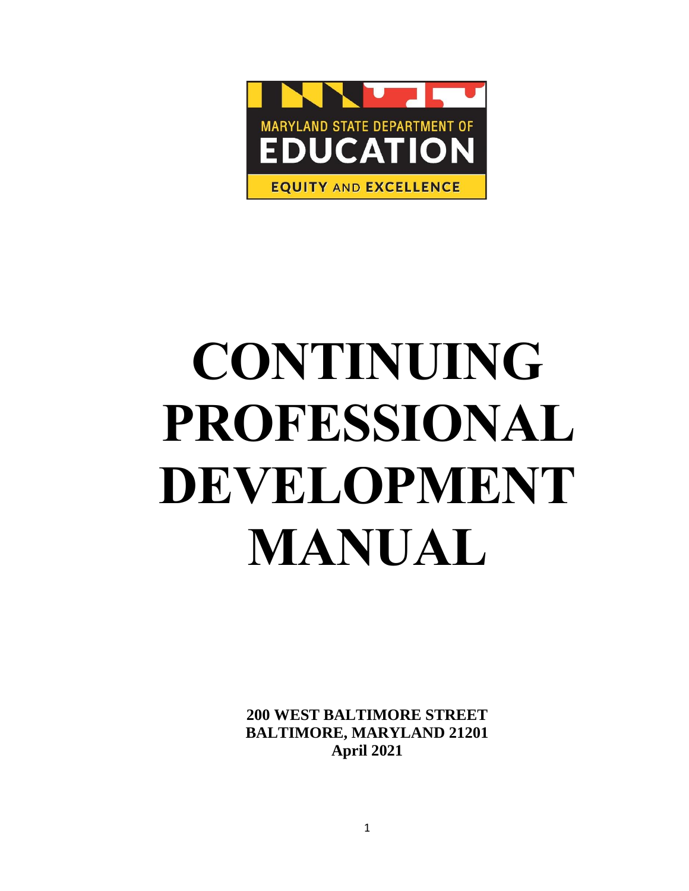MARYLAND STATE DEPARTMENT OF

EDUCATION

EQUITY AND EXCELLENCE

# CONTINUING PROFESSIONAL DEVELOPMENT MANUAL

**200 WEST BALTIMORE STREET**
**BALTIMORE, MARYLAND 21201**
**April 2021**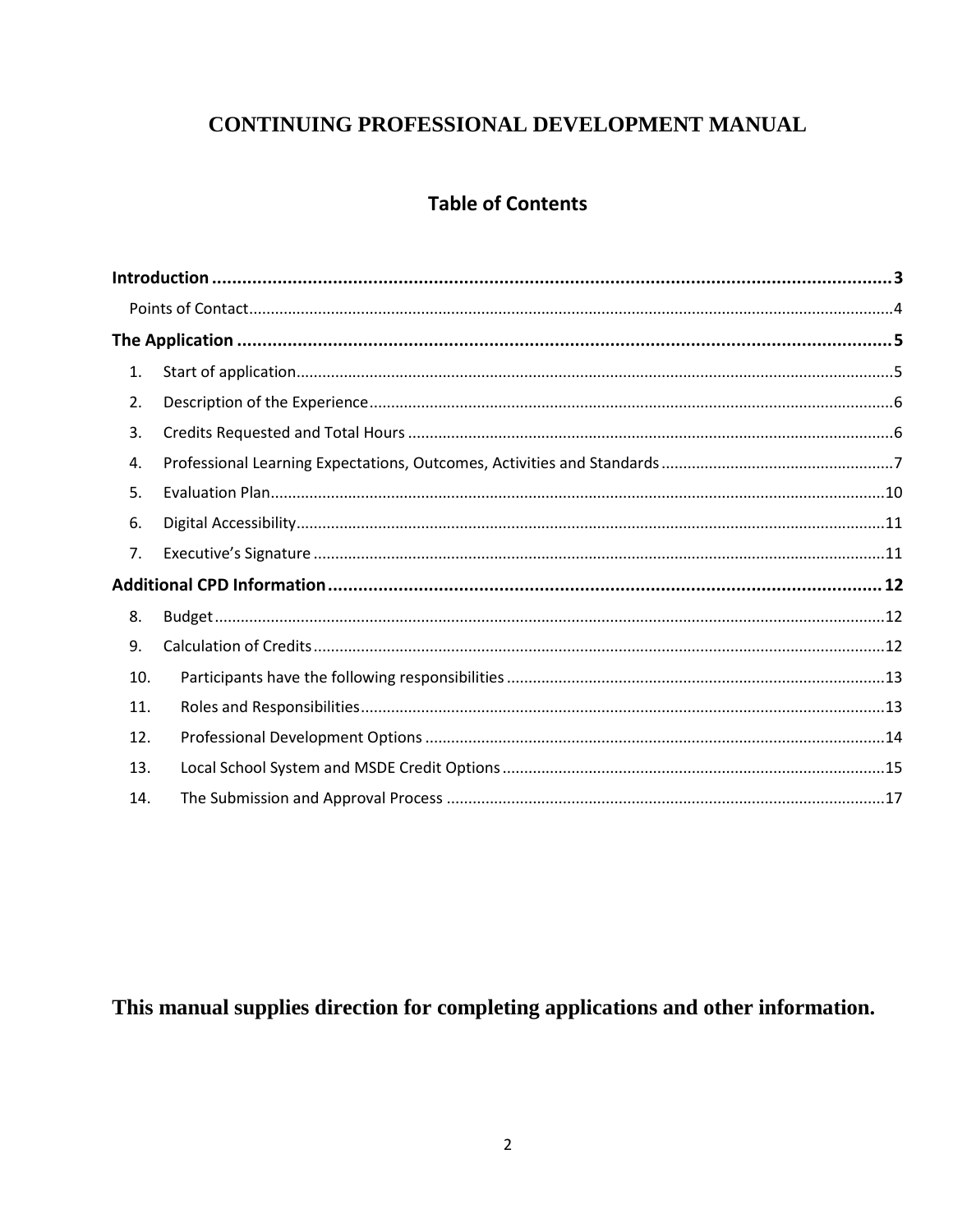# CONTINUING PROFESSIONAL DEVELOPMENT MANUAL

## Table of Contents

**Introduction** ..... **3**

Points of Contact ..... 4

**The Application** ..... **5**

1. Start of application ..... 5
2. Description of the Experience ..... 6
3. Credits Requested and Total Hours ..... 6
4. Professional Learning Expectations, Outcomes, Activities and Standards ..... 7
5. Evaluation Plan ..... 10
6. Digital Accessibility ..... 11
7. Executive's Signature ..... 11

**Additional CPD Information** ..... **12**

8. Budget ..... 12
9. Calculation of Credits ..... 12
10. Participants have the following responsibilities ..... 13
11. Roles and Responsibilities ..... 13
12. Professional Development Options ..... 14
13. Local School System and MSDE Credit Options ..... 15
14. The Submission and Approval Process ..... 17

**This manual supplies direction for completing applications and other information.**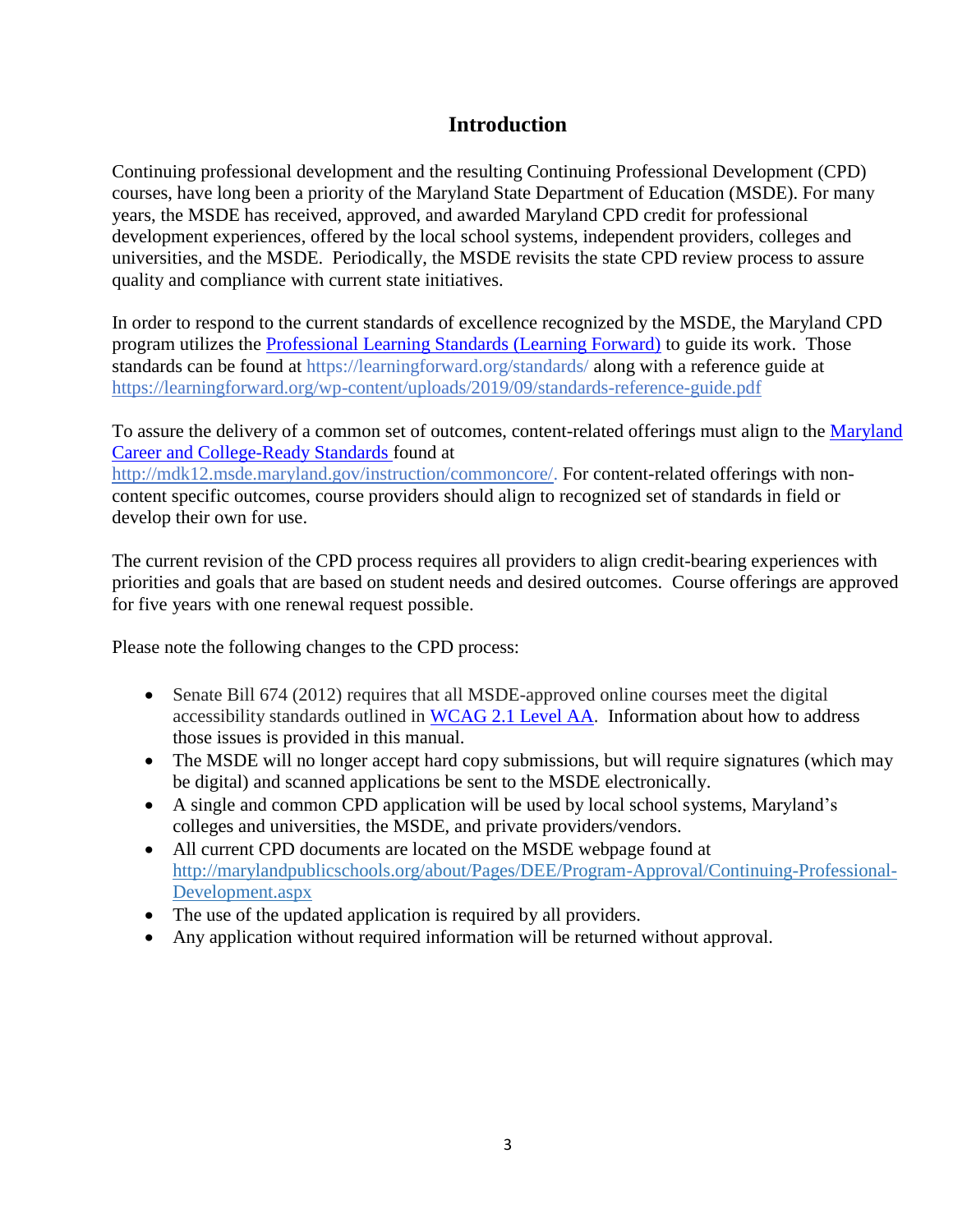# Introduction

Continuing professional development and the resulting Continuing Professional Development (CPD) courses, have long been a priority of the Maryland State Department of Education (MSDE). For many years, the MSDE has received, approved, and awarded Maryland CPD credit for professional development experiences, offered by the local school systems, independent providers, colleges and universities, and the MSDE. Periodically, the MSDE revisits the state CPD review process to assure quality and compliance with current state initiatives.

In order to respond to the current standards of excellence recognized by the MSDE, the Maryland CPD program utilizes the [Professional Learning Standards (Learning Forward)](https://learningforward.org/standards/) to guide its work. Those standards can be found at https://learningforward.org/standards/ along with a reference guide at https://learningforward.org/wp-content/uploads/2019/09/standards-reference-guide.pdf

To assure the delivery of a common set of outcomes, content-related offerings must align to the [Maryland Career and College-Ready Standards](http://mdk12.msde.maryland.gov/instruction/commoncore/) found at http://mdk12.msde.maryland.gov/instruction/commoncore/. For content-related offerings with non-content specific outcomes, course providers should align to recognized set of standards in field or develop their own for use.

The current revision of the CPD process requires all providers to align credit-bearing experiences with priorities and goals that are based on student needs and desired outcomes. Course offerings are approved for five years with one renewal request possible.

Please note the following changes to the CPD process:

- Senate Bill 674 (2012) requires that all MSDE-approved online courses meet the digital accessibility standards outlined in WCAG 2.1 Level AA. Information about how to address those issues is provided in this manual.
- The MSDE will no longer accept hard copy submissions, but will require signatures (which may be digital) and scanned applications be sent to the MSDE electronically.
- A single and common CPD application will be used by local school systems, Maryland's colleges and universities, the MSDE, and private providers/vendors.
- All current CPD documents are located on the MSDE webpage found at http://marylandpublicschools.org/about/Pages/DEE/Program-Approval/Continuing-Professional-Development.aspx
- The use of the updated application is required by all providers.
- Any application without required information will be returned without approval.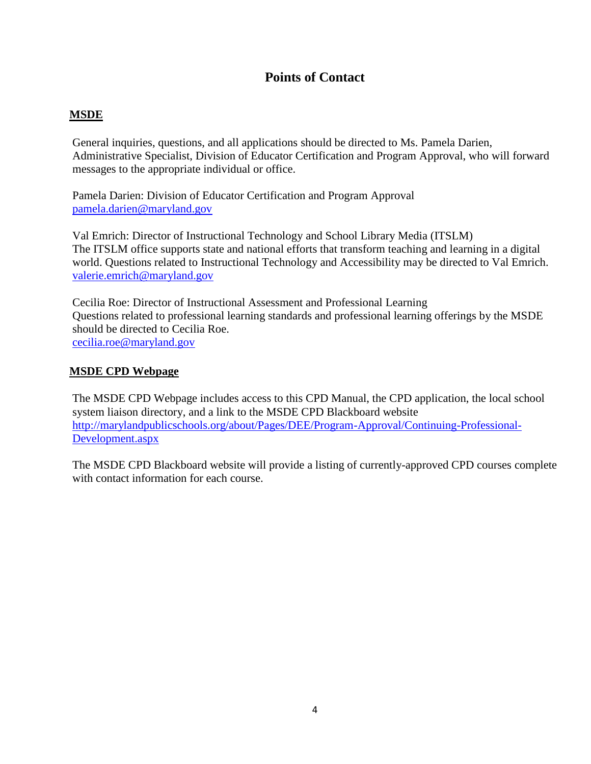# Points of Contact

## MSDE

General inquiries, questions, and all applications should be directed to Ms. Pamela Darien, Administrative Specialist, Division of Educator Certification and Program Approval, who will forward messages to the appropriate individual or office.

Pamela Darien: Division of Educator Certification and Program Approval
pamela.darien@maryland.gov

Val Emrich: Director of Instructional Technology and School Library Media (ITSLM)
The ITSLM office supports state and national efforts that transform teaching and learning in a digital world. Questions related to Instructional Technology and Accessibility may be directed to Val Emrich.
valerie.emrich@maryland.gov

Cecilia Roe: Director of Instructional Assessment and Professional Learning
Questions related to professional learning standards and professional learning offerings by the MSDE should be directed to Cecilia Roe.
cecilia.roe@maryland.gov

## MSDE CPD Webpage

The MSDE CPD Webpage includes access to this CPD Manual, the CPD application, the local school system liaison directory, and a link to the MSDE CPD Blackboard website
http://marylandpublicschools.org/about/Pages/DEE/Program-Approval/Continuing-Professional-Development.aspx

The MSDE CPD Blackboard website will provide a listing of currently-approved CPD courses complete with contact information for each course.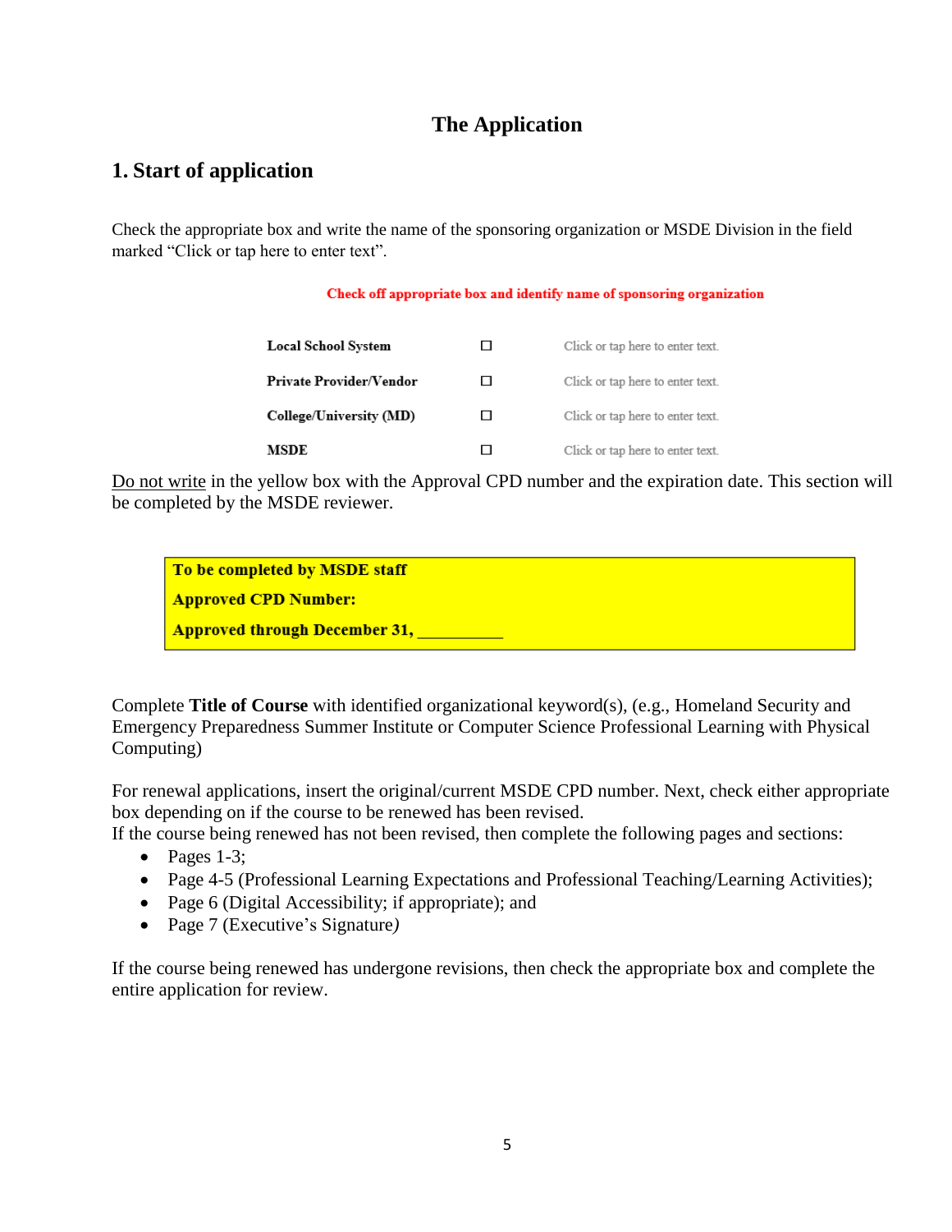# The Application

## 1. Start of application

Check the appropriate box and write the name of the sponsoring organization or MSDE Division in the field marked "Click or tap here to enter text".

**Check off appropriate box and identify name of sponsoring organization**

| | | |
|---|---|---|
| **Local School System** | ☐ | Click or tap here to enter text. |
| **Private Provider/Vendor** | ☐ | Click or tap here to enter text. |
| **College/University (MD)** | ☐ | Click or tap here to enter text. |
| **MSDE** | ☐ | Click or tap here to enter text. |

<u>Do not write</u> in the yellow box with the Approval CPD number and the expiration date. This section will be completed by the MSDE reviewer.

| **To be completed by MSDE staff** |
|---|
| **Approved CPD Number:** |
| **Approved through December 31, __________** |

Complete **Title of Course** with identified organizational keyword(s), (e.g., Homeland Security and Emergency Preparedness Summer Institute or Computer Science Professional Learning with Physical Computing)

For renewal applications, insert the original/current MSDE CPD number. Next, check either appropriate box depending on if the course to be renewed has been revised.
If the course being renewed has not been revised, then complete the following pages and sections:

- Pages 1-3;
- Page 4-5 (Professional Learning Expectations and Professional Teaching/Learning Activities);
- Page 6 (Digital Accessibility; if appropriate); and
- Page 7 (Executive's Signature*)*

If the course being renewed has undergone revisions, then check the appropriate box and complete the entire application for review.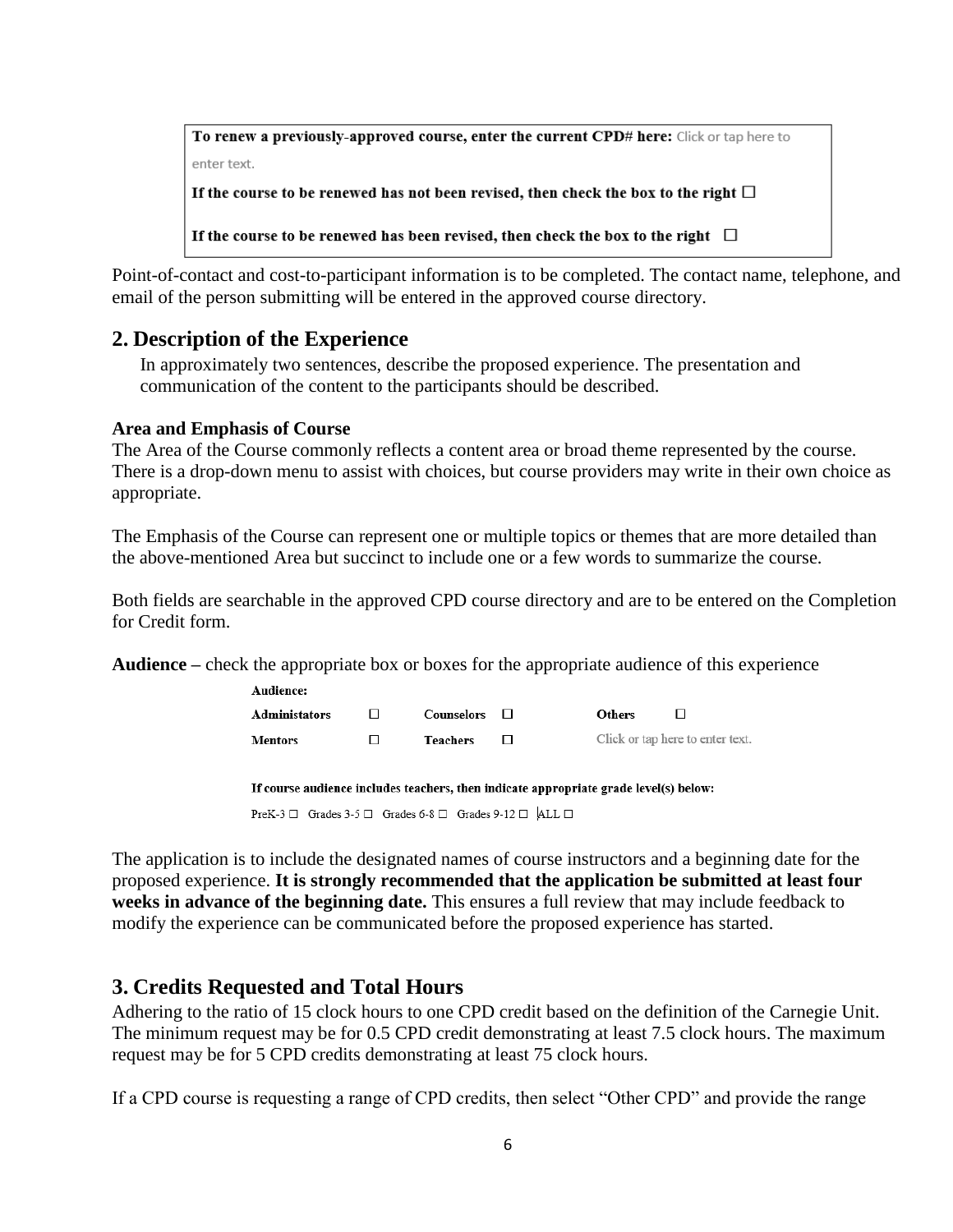**To renew a previously-approved course, enter the current CPD# here:** Click or tap here to enter text.

**If the course to be renewed has not been revised, then check the box to the right** ☐

**If the course to be renewed has been revised, then check the box to the right** ☐

Point-of-contact and cost-to-participant information is to be completed. The contact name, telephone, and email of the person submitting will be entered in the approved course directory.

## 2. Description of the Experience

In approximately two sentences, describe the proposed experience. The presentation and communication of the content to the participants should be described.

**Area and Emphasis of Course**

The Area of the Course commonly reflects a content area or broad theme represented by the course. There is a drop-down menu to assist with choices, but course providers may write in their own choice as appropriate.

The Emphasis of the Course can represent one or multiple topics or themes that are more detailed than the above-mentioned Area but succinct to include one or a few words to summarize the course.

Both fields are searchable in the approved CPD course directory and are to be entered on the Completion for Credit form.

**Audience –** check the appropriate box or boxes for the appropriate audience of this experience

**Audience:**

| | | | | | |
|---|---|---|---|---|---|
| **Administators** | ☐ | **Counselors** | ☐ | **Others** | ☐ |
| **Mentors** | ☐ | **Teachers** | ☐ | Click or tap here to enter text. | |

**If course audience includes teachers, then indicate appropriate grade level(s) below:**

PreK-3 ☐ Grades 3-5 ☐ Grades 6-8 ☐ Grades 9-12 ☐ ALL ☐

The application is to include the designated names of course instructors and a beginning date for the proposed experience. **It is strongly recommended that the application be submitted at least four weeks in advance of the beginning date.** This ensures a full review that may include feedback to modify the experience can be communicated before the proposed experience has started.

## 3. Credits Requested and Total Hours

Adhering to the ratio of 15 clock hours to one CPD credit based on the definition of the Carnegie Unit. The minimum request may be for 0.5 CPD credit demonstrating at least 7.5 clock hours. The maximum request may be for 5 CPD credits demonstrating at least 75 clock hours.

If a CPD course is requesting a range of CPD credits, then select "Other CPD" and provide the range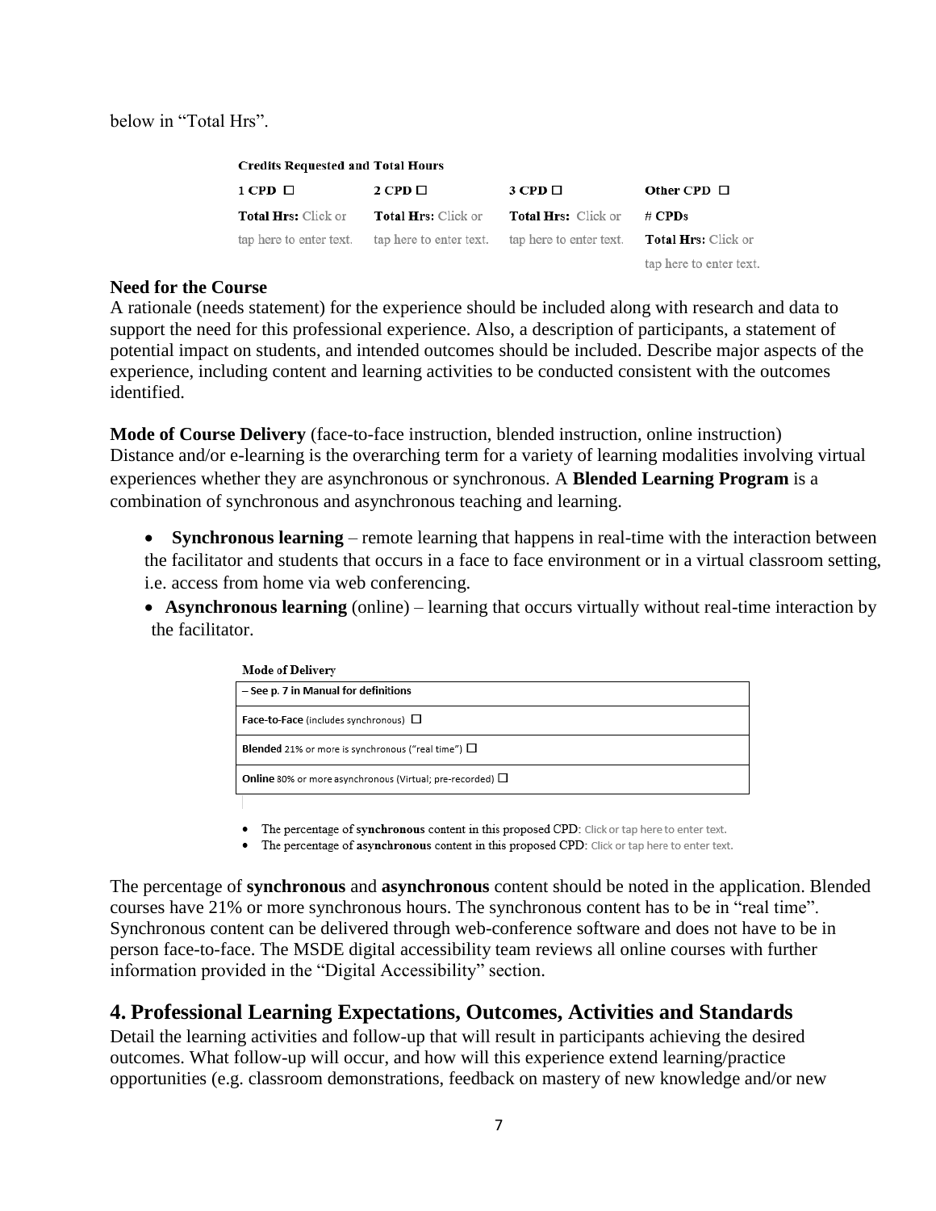below in "Total Hrs".

**Credits Requested and Total Hours**

| 1 CPD ☐ | 2 CPD ☐ | 3 CPD ☐ | Other CPD ☐ |
|---|---|---|---|
| **Total Hrs:** Click or tap here to enter text. | **Total Hrs:** Click or tap here to enter text. | **Total Hrs:** Click or tap here to enter text. | # **CPDs** **Total Hrs:** Click or tap here to enter text. |

**Need for the Course**
A rationale (needs statement) for the experience should be included along with research and data to support the need for this professional experience. Also, a description of participants, a statement of potential impact on students, and intended outcomes should be included. Describe major aspects of the experience, including content and learning activities to be conducted consistent with the outcomes identified.

**Mode of Course Delivery** (face-to-face instruction, blended instruction, online instruction)
Distance and/or e-learning is the overarching term for a variety of learning modalities involving virtual experiences whether they are asynchronous or synchronous. A **Blended Learning Program** is a combination of synchronous and asynchronous teaching and learning.

- **Synchronous learning** – remote learning that happens in real-time with the interaction between the facilitator and students that occurs in a face to face environment or in a virtual classroom setting, i.e. access from home via web conferencing.
- **Asynchronous learning** (online) – learning that occurs virtually without real-time interaction by the facilitator.

**Mode of Delivery**

| – See p. 7 in Manual for definitions |
|---|
| **Face-to-Face** (includes synchronous) ☐ |
| **Blended** 21% or more is synchronous ("real time") ☐ |
| **Online** 80% or more asynchronous (Virtual; pre-recorded) ☐ |

- The percentage of **synchronous** content in this proposed CPD: Click or tap here to enter text.
- The percentage of **asynchronous** content in this proposed CPD: Click or tap here to enter text.

The percentage of **synchronous** and **asynchronous** content should be noted in the application. Blended courses have 21% or more synchronous hours. The synchronous content has to be in "real time". Synchronous content can be delivered through web-conference software and does not have to be in person face-to-face. The MSDE digital accessibility team reviews all online courses with further information provided in the "Digital Accessibility" section.

## 4. Professional Learning Expectations, Outcomes, Activities and Standards

Detail the learning activities and follow-up that will result in participants achieving the desired outcomes. What follow-up will occur, and how will this experience extend learning/practice opportunities (e.g. classroom demonstrations, feedback on mastery of new knowledge and/or new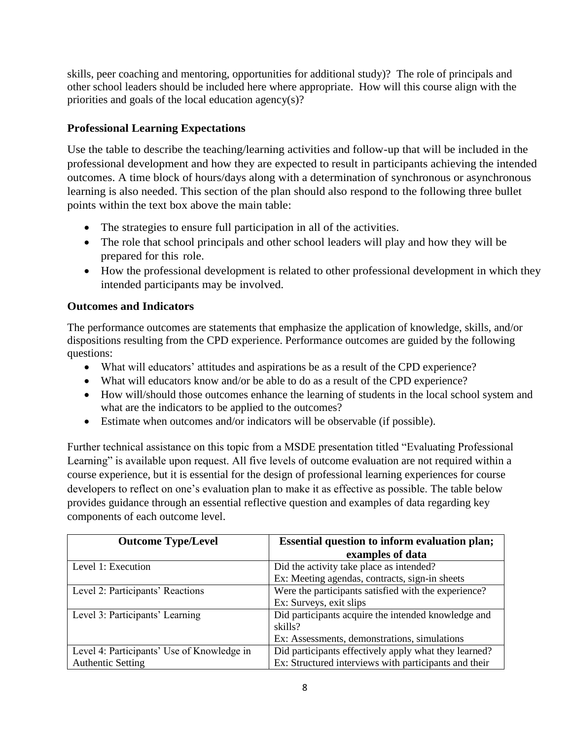skills, peer coaching and mentoring, opportunities for additional study)? The role of principals and other school leaders should be included here where appropriate. How will this course align with the priorities and goals of the local education agency(s)?

### Professional Learning Expectations

Use the table to describe the teaching/learning activities and follow-up that will be included in the professional development and how they are expected to result in participants achieving the intended outcomes. A time block of hours/days along with a determination of synchronous or asynchronous learning is also needed. This section of the plan should also respond to the following three bullet points within the text box above the main table:

- The strategies to ensure full participation in all of the activities.
- The role that school principals and other school leaders will play and how they will be prepared for this role.
- How the professional development is related to other professional development in which they intended participants may be involved.

### Outcomes and Indicators

The performance outcomes are statements that emphasize the application of knowledge, skills, and/or dispositions resulting from the CPD experience. Performance outcomes are guided by the following questions:

- What will educators' attitudes and aspirations be as a result of the CPD experience?
- What will educators know and/or be able to do as a result of the CPD experience?
- How will/should those outcomes enhance the learning of students in the local school system and what are the indicators to be applied to the outcomes?
- Estimate when outcomes and/or indicators will be observable (if possible).

Further technical assistance on this topic from a MSDE presentation titled "Evaluating Professional Learning" is available upon request. All five levels of outcome evaluation are not required within a course experience, but it is essential for the design of professional learning experiences for course developers to reflect on one's evaluation plan to make it as effective as possible. The table below provides guidance through an essential reflective question and examples of data regarding key components of each outcome level.

| Outcome Type/Level | Essential question to inform evaluation plan; examples of data |
|---|---|
| Level 1: Execution | Did the activity take place as intended?<br>Ex: Meeting agendas, contracts, sign-in sheets |
| Level 2: Participants' Reactions | Were the participants satisfied with the experience?<br>Ex: Surveys, exit slips |
| Level 3: Participants' Learning | Did participants acquire the intended knowledge and skills?<br>Ex: Assessments, demonstrations, simulations |
| Level 4: Participants' Use of Knowledge in Authentic Setting | Did participants effectively apply what they learned?<br>Ex: Structured interviews with participants and their |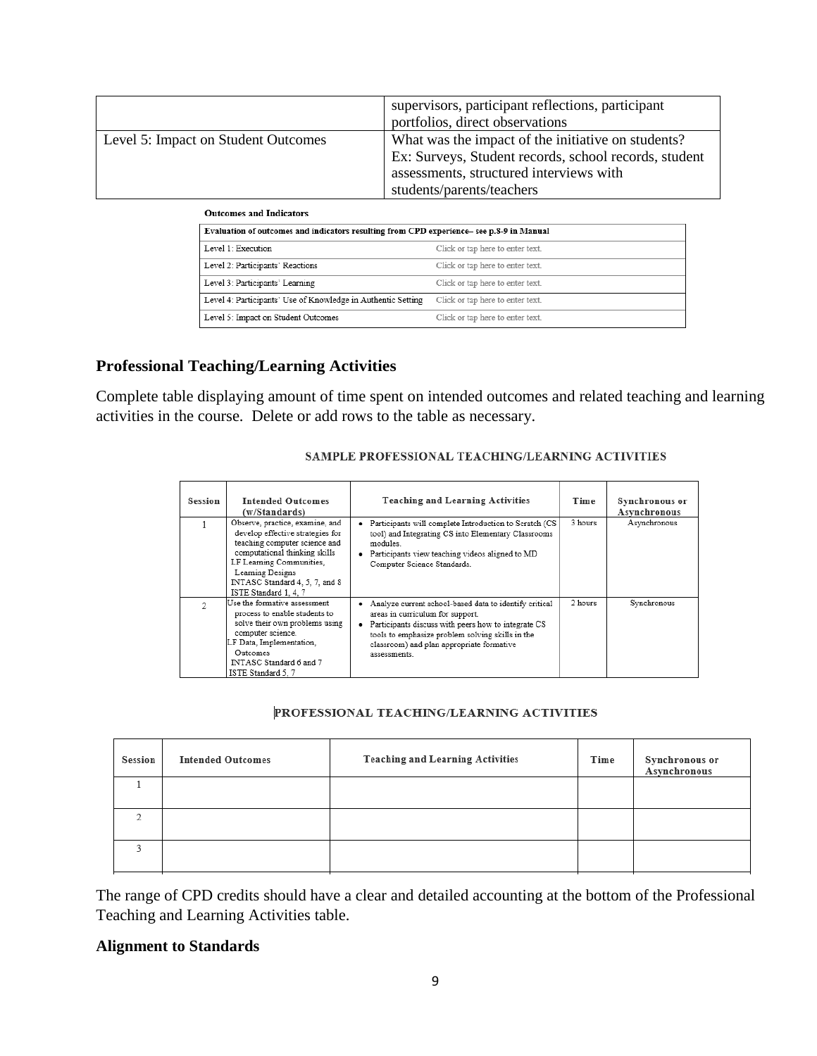| | supervisors, participant reflections, participant portfolios, direct observations |
|---|---|
| Level 5: Impact on Student Outcomes | What was the impact of the initiative on students? Ex: Surveys, Student records, school records, student assessments, structured interviews with students/parents/teachers |

**Outcomes and Indicators**

| Evaluation of outcomes and indicators resulting from CPD experience– see p.8-9 in Manual | |
|---|---|
| Level 1: Execution | Click or tap here to enter text. |
| Level 2: Participants' Reactions | Click or tap here to enter text. |
| Level 3: Participants' Learning | Click or tap here to enter text. |
| Level 4: Participants' Use of Knowledge in Authentic Setting | Click or tap here to enter text. |
| Level 5: Impact on Student Outcomes | Click or tap here to enter text. |

## Professional Teaching/Learning Activities

Complete table displaying amount of time spent on intended outcomes and related teaching and learning activities in the course. Delete or add rows to the table as necessary.

**SAMPLE PROFESSIONAL TEACHING/LEARNING ACTIVITIES**

| Session | Intended Outcomes (w/Standards) | Teaching and Learning Activities | Time | Synchronous or Asynchronous |
|---|---|---|---|---|
| 1 | Observe, practice, examine, and develop effective strategies for teaching computer science and computational thinking skills<br>LF Learning Communities, Learning Designs<br>INTASC Standard 4, 5, 7, and 8<br>ISTE Standard 1, 4, 7 | • Participants will complete Introduction to Scratch (CS tool) and Integrating CS into Elementary Classrooms modules.<br>• Participants view teaching videos aligned to MD Computer Science Standards. | 3 hours | Asynchronous |
| 2 | Use the formative assessment process to enable students to solve their own problems using computer science.<br>LF Data, Implementation, Outcomes<br>INTASC Standard 6 and 7<br>ISTE Standard 5, 7 | • Analyze current school-based data to identify critical areas in curriculum for support.<br>• Participants discuss with peers how to integrate CS tools to emphasize problem solving skills in the classroom) and plan appropriate formative assessments. | 2 hours | Synchronous |

**PROFESSIONAL TEACHING/LEARNING ACTIVITIES**

| Session | Intended Outcomes | Teaching and Learning Activities | Time | Synchronous or Asynchronous |
|---|---|---|---|---|
| 1 | | | | |
| 2 | | | | |
| 3 | | | | |

The range of CPD credits should have a clear and detailed accounting at the bottom of the Professional Teaching and Learning Activities table.

## Alignment to Standards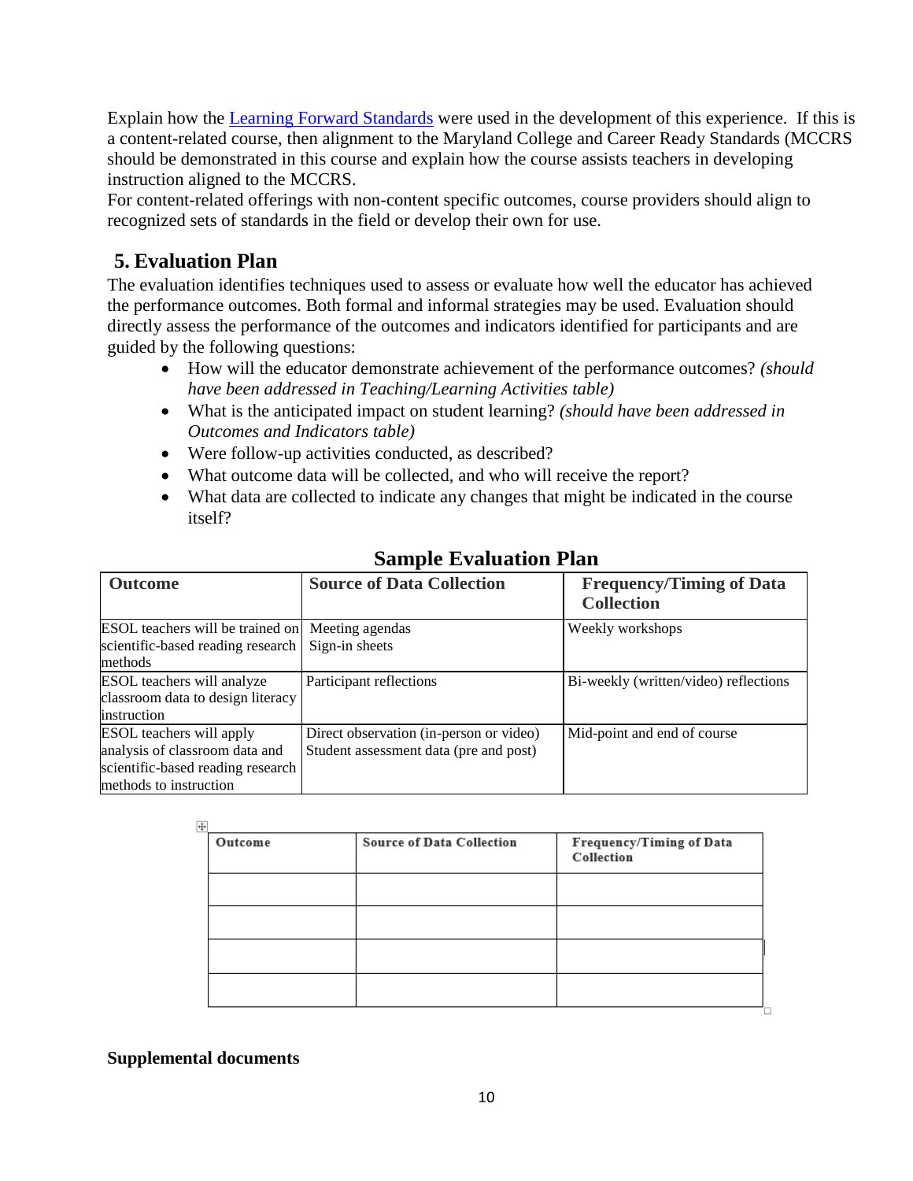Explain how the [Learning Forward Standards]() were used in the development of this experience. If this is a content-related course, then alignment to the Maryland College and Career Ready Standards (MCCRS should be demonstrated in this course and explain how the course assists teachers in developing instruction aligned to the MCCRS.

For content-related offerings with non-content specific outcomes, course providers should align to recognized sets of standards in the field or develop their own for use.

## 5. Evaluation Plan

The evaluation identifies techniques used to assess or evaluate how well the educator has achieved the performance outcomes. Both formal and informal strategies may be used. Evaluation should directly assess the performance of the outcomes and indicators identified for participants and are guided by the following questions:

- How will the educator demonstrate achievement of the performance outcomes? *(should have been addressed in Teaching/Learning Activities table)*
- What is the anticipated impact on student learning? *(should have been addressed in Outcomes and Indicators table)*
- Were follow-up activities conducted, as described?
- What outcome data will be collected, and who will receive the report?
- What data are collected to indicate any changes that might be indicated in the course itself?

### Sample Evaluation Plan

| Outcome | Source of Data Collection | Frequency/Timing of Data Collection |
|---|---|---|
| ESOL teachers will be trained on scientific-based reading research methods | Meeting agendas<br>Sign-in sheets | Weekly workshops |
| ESOL teachers will analyze classroom data to design literacy instruction | Participant reflections | Bi-weekly (written/video) reflections |
| ESOL teachers will apply analysis of classroom data and scientific-based reading research methods to instruction | Direct observation (in-person or video)<br>Student assessment data (pre and post) | Mid-point and end of course |

| Outcome | Source of Data Collection | Frequency/Timing of Data Collection |
|---|---|---|
| | | |
| | | |
| | | |
| | | |

**Supplemental documents**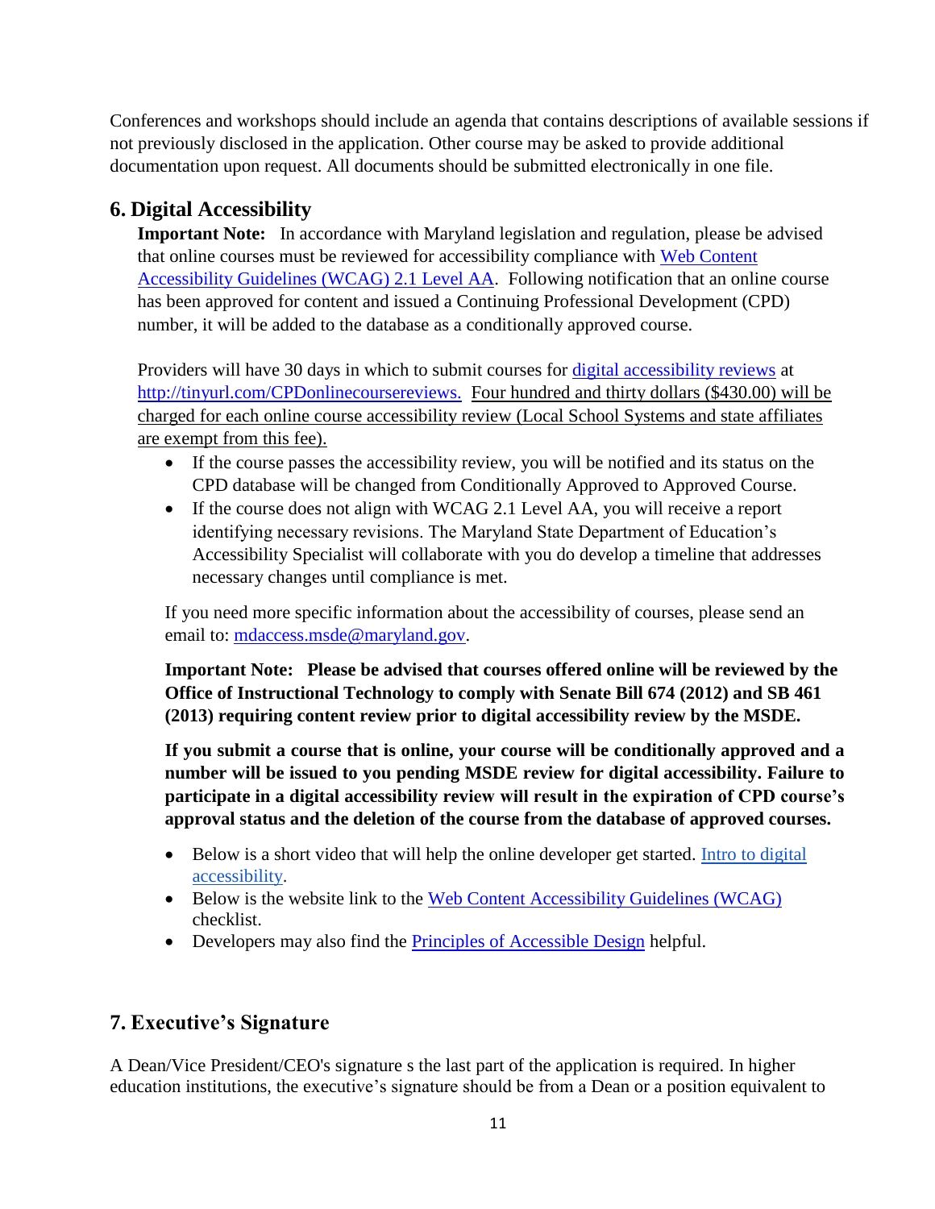Conferences and workshops should include an agenda that contains descriptions of available sessions if not previously disclosed in the application. Other course may be asked to provide additional documentation upon request. All documents should be submitted electronically in one file.

## 6. Digital Accessibility

**Important Note:** In accordance with Maryland legislation and regulation, please be advised that online courses must be reviewed for accessibility compliance with [Web Content Accessibility Guidelines (WCAG) 2.1 Level AA](). Following notification that an online course has been approved for content and issued a Continuing Professional Development (CPD) number, it will be added to the database as a conditionally approved course.

Providers will have 30 days in which to submit courses for [digital accessibility reviews]() at [http://tinyurl.com/CPDonlinecoursereviews.](http://tinyurl.com/CPDonlinecoursereviews) Four hundred and thirty dollars ($430.00) will be charged for each online course accessibility review (Local School Systems and state affiliates are exempt from this fee).

- If the course passes the accessibility review, you will be notified and its status on the CPD database will be changed from Conditionally Approved to Approved Course.
- If the course does not align with WCAG 2.1 Level AA, you will receive a report identifying necessary revisions. The Maryland State Department of Education's Accessibility Specialist will collaborate with you do develop a timeline that addresses necessary changes until compliance is met.

If you need more specific information about the accessibility of courses, please send an email to: [mdaccess.msde@maryland.gov](mailto:mdaccess.msde@maryland.gov).

**Important Note: Please be advised that courses offered online will be reviewed by the Office of Instructional Technology to comply with Senate Bill 674 (2012) and SB 461 (2013) requiring content review prior to digital accessibility review by the MSDE.**

**If you submit a course that is online, your course will be conditionally approved and a number will be issued to you pending MSDE review for digital accessibility. Failure to participate in a digital accessibility review will result in the expiration of CPD course's approval status and the deletion of the course from the database of approved courses.**

- Below is a short video that will help the online developer get started. [Intro to digital accessibility]().
- Below is the website link to the [Web Content Accessibility Guidelines (WCAG)]() checklist.
- Developers may also find the [Principles of Accessible Design]() helpful.

## 7. Executive's Signature

A Dean/Vice President/CEO's signature s the last part of the application is required. In higher education institutions, the executive's signature should be from a Dean or a position equivalent to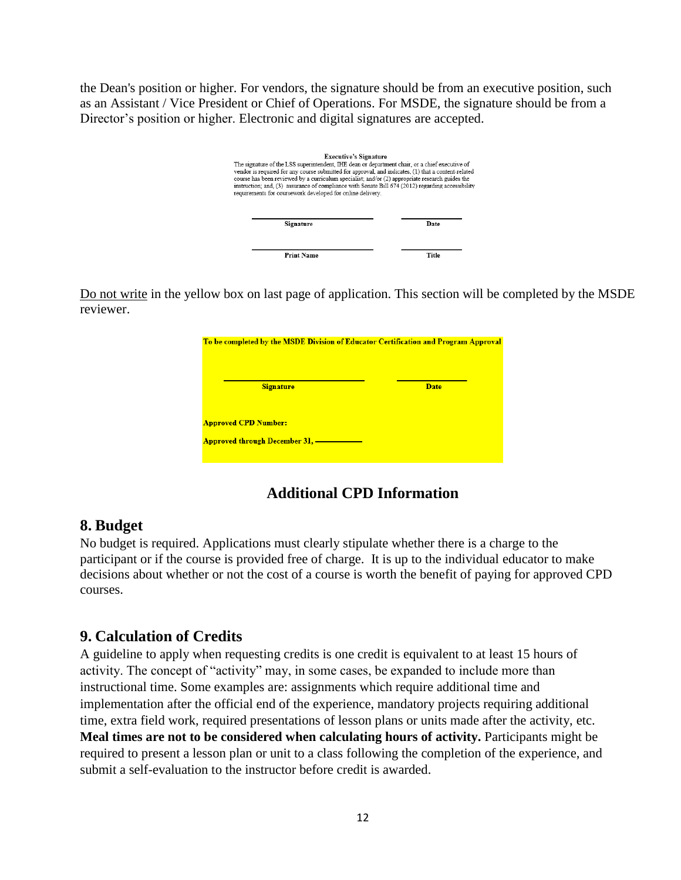the Dean's position or higher. For vendors, the signature should be from an executive position, such as an Assistant / Vice President or Chief of Operations. For MSDE, the signature should be from a Director's position or higher. Electronic and digital signatures are accepted.

**Executive's Signature**

The signature of the LSS superintendent, IHE dean or department chair, or a chief executive of vendor is required for any course submitted for approval, and indicates, (1) that a content-related course has been reviewed by a curriculum specialist; and/or (2) appropriate research guides the instruction; and, (3) assurance of compliance with Senate Bill 674 (2012) regarding accessibility requirements for coursework developed for online delivery.

| ______________________ | __________ |
|---|---|
| **Signature** | **Date** |
| ______________________ | __________ |
| **Print Name** | **Title** |

Do not write in the yellow box on last page of application. This section will be completed by the MSDE reviewer.

**To be completed by the MSDE Division of Educator Certification and Program Approval**

| ______________________ | __________ |
|---|---|
| **Signature** | **Date** |

**Approved CPD Number:**

**Approved through December 31,** __________

## Additional CPD Information

### 8. Budget

No budget is required. Applications must clearly stipulate whether there is a charge to the participant or if the course is provided free of charge. It is up to the individual educator to make decisions about whether or not the cost of a course is worth the benefit of paying for approved CPD courses.

### 9. Calculation of Credits

A guideline to apply when requesting credits is one credit is equivalent to at least 15 hours of activity. The concept of "activity" may, in some cases, be expanded to include more than instructional time. Some examples are: assignments which require additional time and implementation after the official end of the experience, mandatory projects requiring additional time, extra field work, required presentations of lesson plans or units made after the activity, etc. **Meal times are not to be considered when calculating hours of activity.** Participants might be required to present a lesson plan or unit to a class following the completion of the experience, and submit a self-evaluation to the instructor before credit is awarded.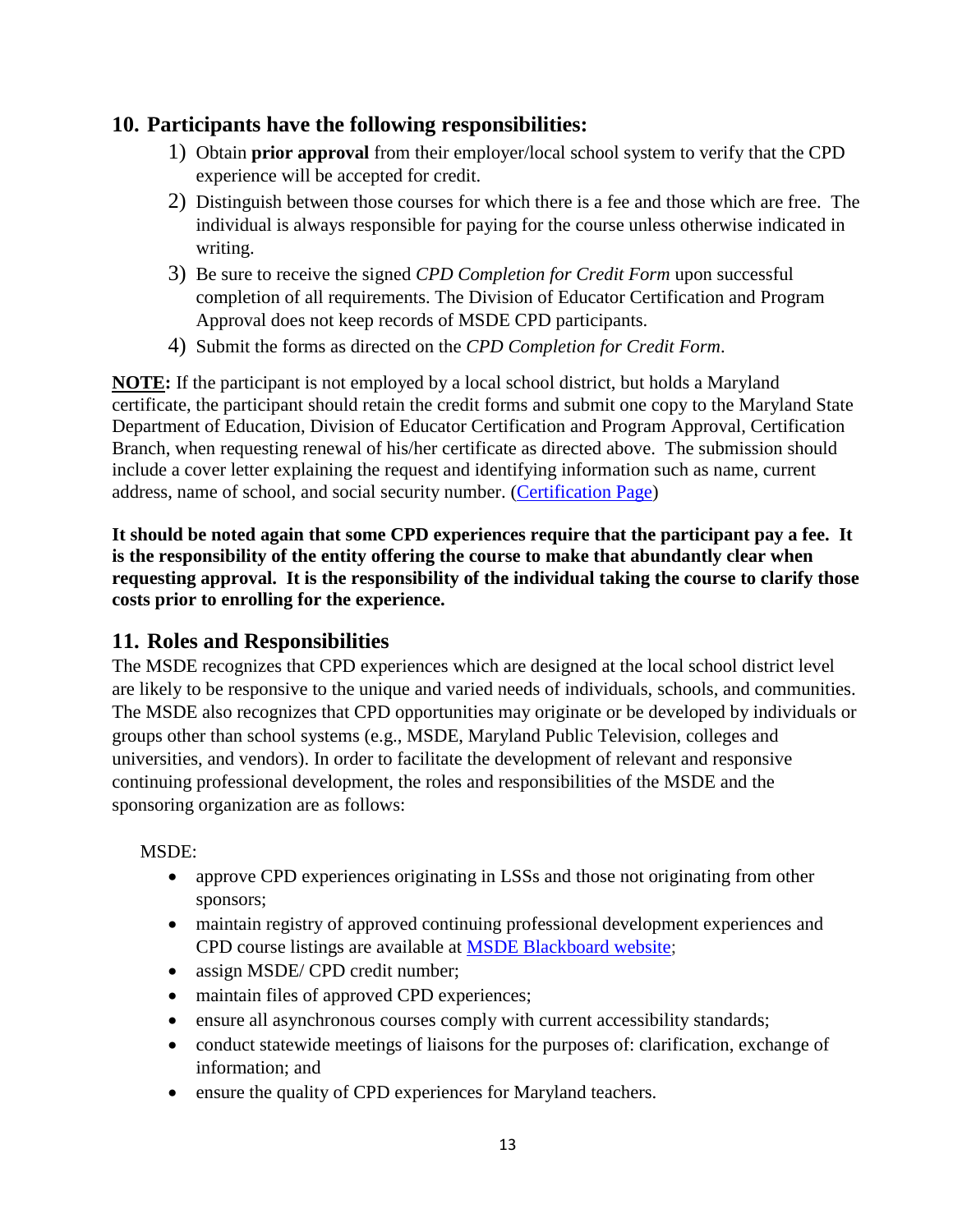## 10. Participants have the following responsibilities:

1) Obtain **prior approval** from their employer/local school system to verify that the CPD experience will be accepted for credit.
2) Distinguish between those courses for which there is a fee and those which are free. The individual is always responsible for paying for the course unless otherwise indicated in writing.
3) Be sure to receive the signed *CPD Completion for Credit Form* upon successful completion of all requirements. The Division of Educator Certification and Program Approval does not keep records of MSDE CPD participants.
4) Submit the forms as directed on the *CPD Completion for Credit Form*.

**NOTE:** If the participant is not employed by a local school district, but holds a Maryland certificate, the participant should retain the credit forms and submit one copy to the Maryland State Department of Education, Division of Educator Certification and Program Approval, Certification Branch, when requesting renewal of his/her certificate as directed above. The submission should include a cover letter explaining the request and identifying information such as name, current address, name of school, and social security number. (Certification Page)

**It should be noted again that some CPD experiences require that the participant pay a fee. It is the responsibility of the entity offering the course to make that abundantly clear when requesting approval. It is the responsibility of the individual taking the course to clarify those costs prior to enrolling for the experience.**

## 11. Roles and Responsibilities

The MSDE recognizes that CPD experiences which are designed at the local school district level are likely to be responsive to the unique and varied needs of individuals, schools, and communities. The MSDE also recognizes that CPD opportunities may originate or be developed by individuals or groups other than school systems (e.g., MSDE, Maryland Public Television, colleges and universities, and vendors). In order to facilitate the development of relevant and responsive continuing professional development, the roles and responsibilities of the MSDE and the sponsoring organization are as follows:

MSDE:

- approve CPD experiences originating in LSSs and those not originating from other sponsors;
- maintain registry of approved continuing professional development experiences and CPD course listings are available at MSDE Blackboard website;
- assign MSDE/ CPD credit number;
- maintain files of approved CPD experiences;
- ensure all asynchronous courses comply with current accessibility standards;
- conduct statewide meetings of liaisons for the purposes of: clarification, exchange of information; and
- ensure the quality of CPD experiences for Maryland teachers.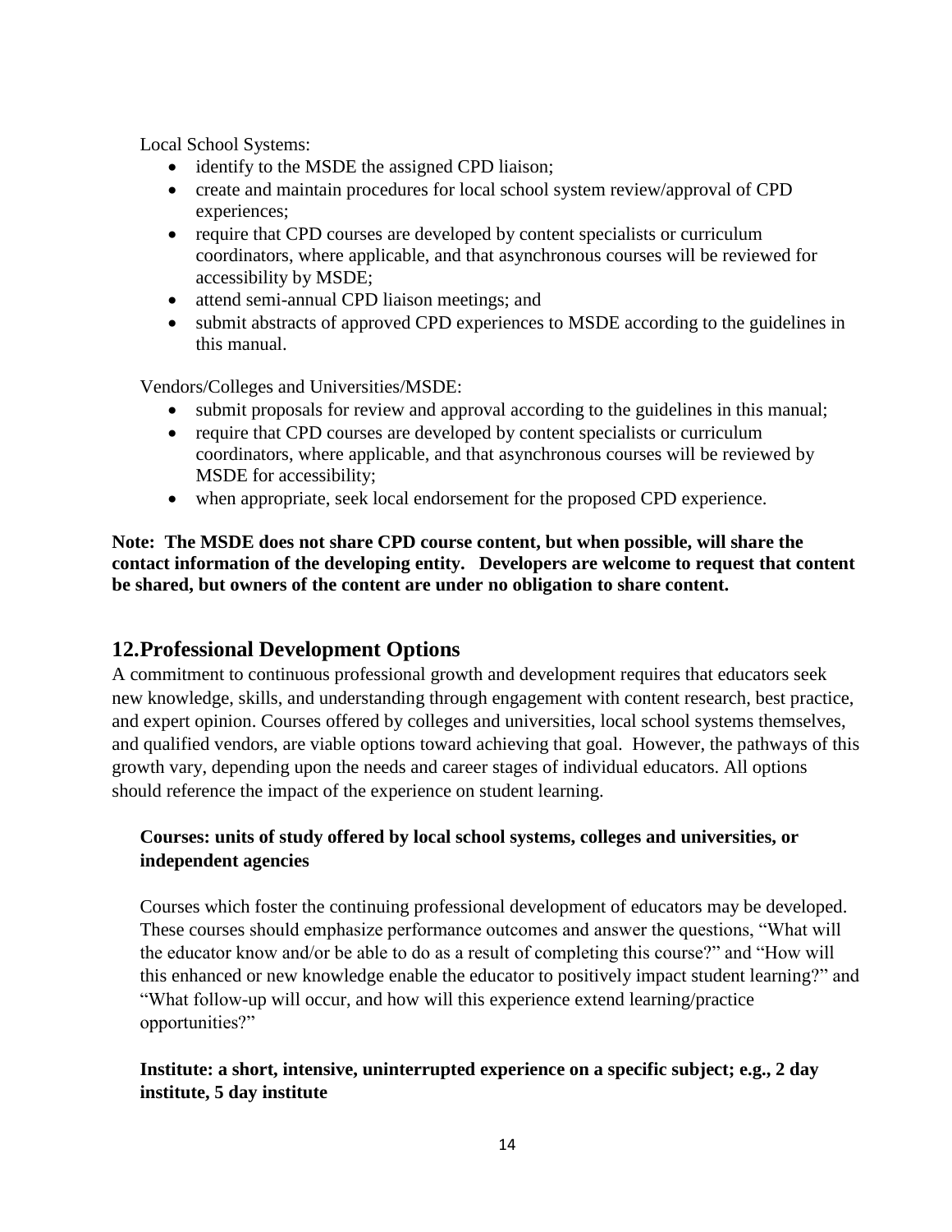Local School Systems:

- identify to the MSDE the assigned CPD liaison;
- create and maintain procedures for local school system review/approval of CPD experiences;
- require that CPD courses are developed by content specialists or curriculum coordinators, where applicable, and that asynchronous courses will be reviewed for accessibility by MSDE;
- attend semi-annual CPD liaison meetings; and
- submit abstracts of approved CPD experiences to MSDE according to the guidelines in this manual.

Vendors/Colleges and Universities/MSDE:

- submit proposals for review and approval according to the guidelines in this manual;
- require that CPD courses are developed by content specialists or curriculum coordinators, where applicable, and that asynchronous courses will be reviewed by MSDE for accessibility;
- when appropriate, seek local endorsement for the proposed CPD experience.

**Note: The MSDE does not share CPD course content, but when possible, will share the contact information of the developing entity. Developers are welcome to request that content be shared, but owners of the content are under no obligation to share content.**

## 12. Professional Development Options

A commitment to continuous professional growth and development requires that educators seek new knowledge, skills, and understanding through engagement with content research, best practice, and expert opinion. Courses offered by colleges and universities, local school systems themselves, and qualified vendors, are viable options toward achieving that goal. However, the pathways of this growth vary, depending upon the needs and career stages of individual educators. All options should reference the impact of the experience on student learning.

**Courses: units of study offered by local school systems, colleges and universities, or independent agencies**

Courses which foster the continuing professional development of educators may be developed. These courses should emphasize performance outcomes and answer the questions, "What will the educator know and/or be able to do as a result of completing this course?" and "How will this enhanced or new knowledge enable the educator to positively impact student learning?" and "What follow-up will occur, and how will this experience extend learning/practice opportunities?"

**Institute: a short, intensive, uninterrupted experience on a specific subject; e.g., 2 day institute, 5 day institute**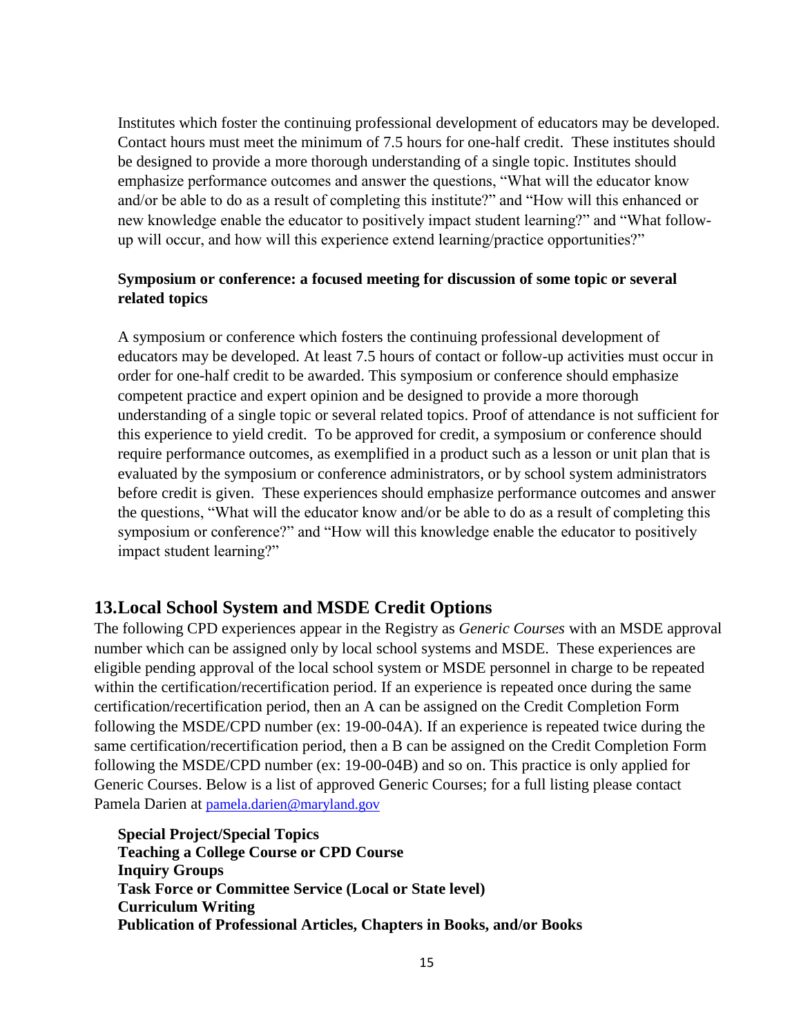Institutes which foster the continuing professional development of educators may be developed. Contact hours must meet the minimum of 7.5 hours for one-half credit. These institutes should be designed to provide a more thorough understanding of a single topic. Institutes should emphasize performance outcomes and answer the questions, "What will the educator know and/or be able to do as a result of completing this institute?" and "How will this enhanced or new knowledge enable the educator to positively impact student learning?" and "What follow-up will occur, and how will this experience extend learning/practice opportunities?"

**Symposium or conference: a focused meeting for discussion of some topic or several related topics**

A symposium or conference which fosters the continuing professional development of educators may be developed. At least 7.5 hours of contact or follow-up activities must occur in order for one-half credit to be awarded. This symposium or conference should emphasize competent practice and expert opinion and be designed to provide a more thorough understanding of a single topic or several related topics. Proof of attendance is not sufficient for this experience to yield credit. To be approved for credit, a symposium or conference should require performance outcomes, as exemplified in a product such as a lesson or unit plan that is evaluated by the symposium or conference administrators, or by school system administrators before credit is given. These experiences should emphasize performance outcomes and answer the questions, "What will the educator know and/or be able to do as a result of completing this symposium or conference?" and "How will this knowledge enable the educator to positively impact student learning?"

## 13. Local School System and MSDE Credit Options

The following CPD experiences appear in the Registry as *Generic Courses* with an MSDE approval number which can be assigned only by local school systems and MSDE. These experiences are eligible pending approval of the local school system or MSDE personnel in charge to be repeated within the certification/recertification period. If an experience is repeated once during the same certification/recertification period, then an A can be assigned on the Credit Completion Form following the MSDE/CPD number (ex: 19-00-04A). If an experience is repeated twice during the same certification/recertification period, then a B can be assigned on the Credit Completion Form following the MSDE/CPD number (ex: 19-00-04B) and so on. This practice is only applied for Generic Courses. Below is a list of approved Generic Courses; for a full listing please contact Pamela Darien at pamela.darien@maryland.gov

**Special Project/Special Topics**
**Teaching a College Course or CPD Course**
**Inquiry Groups**
**Task Force or Committee Service (Local or State level)**
**Curriculum Writing**
**Publication of Professional Articles, Chapters in Books, and/or Books**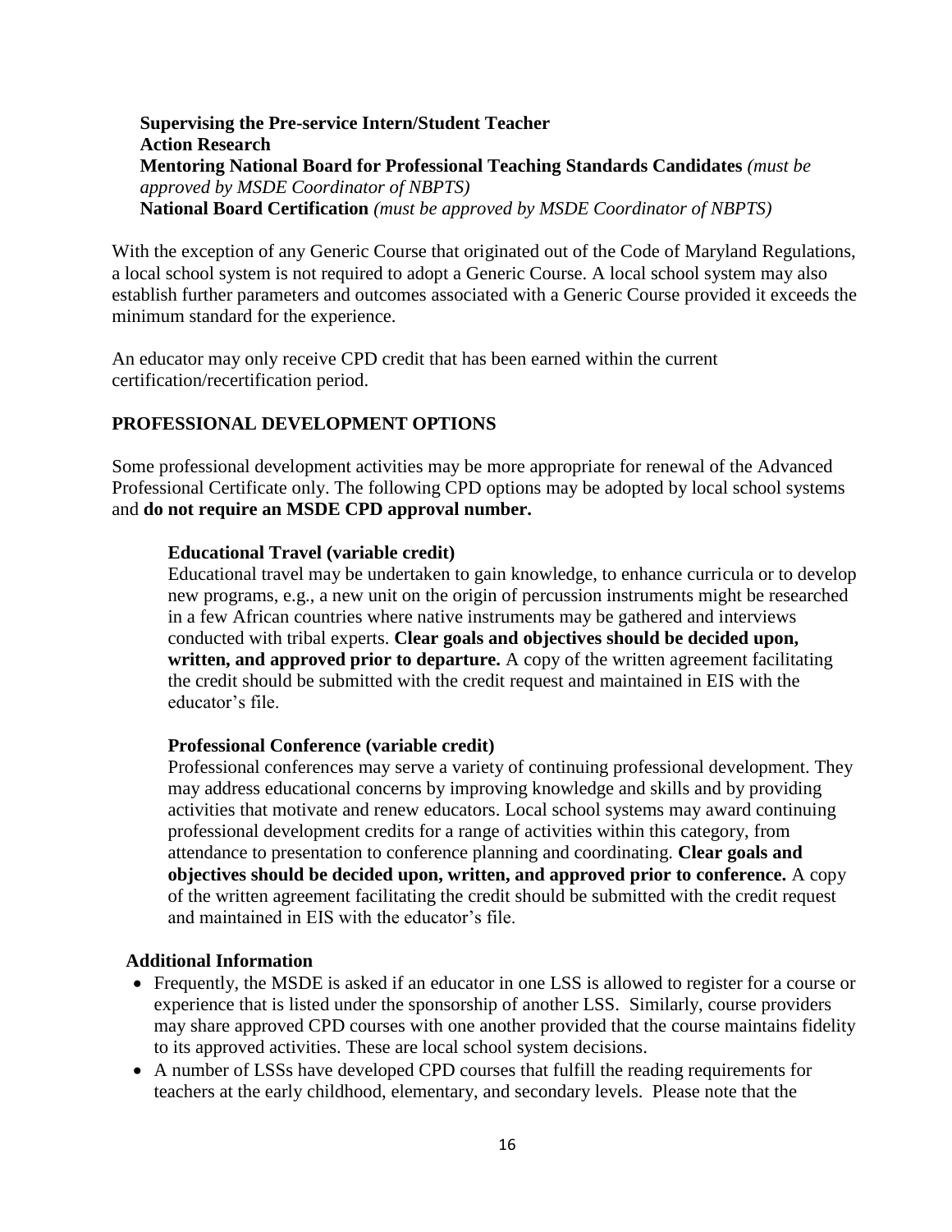**Supervising the Pre-service Intern/Student Teacher**
**Action Research**
**Mentoring National Board for Professional Teaching Standards Candidates** *(must be approved by MSDE Coordinator of NBPTS)*
**National Board Certification** *(must be approved by MSDE Coordinator of NBPTS)*

With the exception of any Generic Course that originated out of the Code of Maryland Regulations, a local school system is not required to adopt a Generic Course. A local school system may also establish further parameters and outcomes associated with a Generic Course provided it exceeds the minimum standard for the experience.

An educator may only receive CPD credit that has been earned within the current certification/recertification period.

## PROFESSIONAL DEVELOPMENT OPTIONS

Some professional development activities may be more appropriate for renewal of the Advanced Professional Certificate only. The following CPD options may be adopted by local school systems and **do not require an MSDE CPD approval number.**

### Educational Travel (variable credit)

Educational travel may be undertaken to gain knowledge, to enhance curricula or to develop new programs, e.g., a new unit on the origin of percussion instruments might be researched in a few African countries where native instruments may be gathered and interviews conducted with tribal experts. **Clear goals and objectives should be decided upon, written, and approved prior to departure.** A copy of the written agreement facilitating the credit should be submitted with the credit request and maintained in EIS with the educator's file.

### Professional Conference (variable credit)

Professional conferences may serve a variety of continuing professional development. They may address educational concerns by improving knowledge and skills and by providing activities that motivate and renew educators. Local school systems may award continuing professional development credits for a range of activities within this category, from attendance to presentation to conference planning and coordinating. **Clear goals and objectives should be decided upon, written, and approved prior to conference.** A copy of the written agreement facilitating the credit should be submitted with the credit request and maintained in EIS with the educator's file.

### Additional Information

- Frequently, the MSDE is asked if an educator in one LSS is allowed to register for a course or experience that is listed under the sponsorship of another LSS. Similarly, course providers may share approved CPD courses with one another provided that the course maintains fidelity to its approved activities. These are local school system decisions.
- A number of LSSs have developed CPD courses that fulfill the reading requirements for teachers at the early childhood, elementary, and secondary levels. Please note that the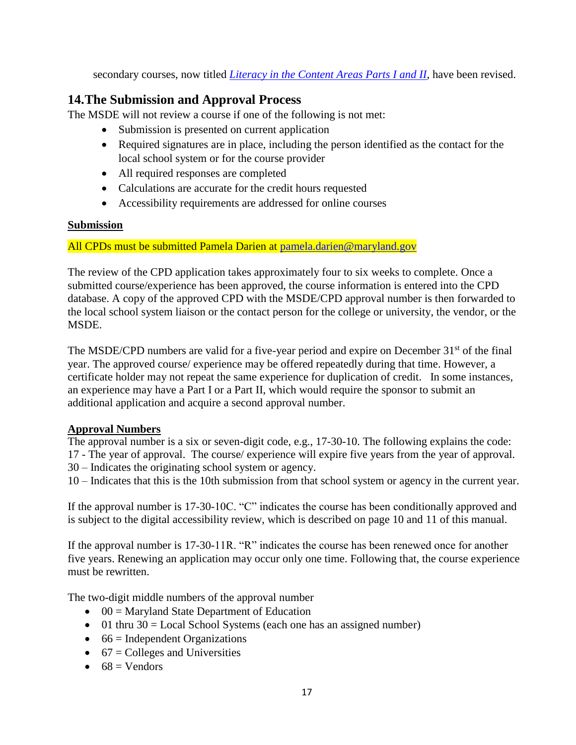secondary courses, now titled *Literacy in the Content Areas Parts I and II*, have been revised.

## 14. The Submission and Approval Process

The MSDE will not review a course if one of the following is not met:

- Submission is presented on current application
- Required signatures are in place, including the person identified as the contact for the local school system or for the course provider
- All required responses are completed
- Calculations are accurate for the credit hours requested
- Accessibility requirements are addressed for online courses

**Submission**

All CPDs must be submitted Pamela Darien at pamela.darien@maryland.gov

The review of the CPD application takes approximately four to six weeks to complete. Once a submitted course/experience has been approved, the course information is entered into the CPD database. A copy of the approved CPD with the MSDE/CPD approval number is then forwarded to the local school system liaison or the contact person for the college or university, the vendor, or the MSDE.

The MSDE/CPD numbers are valid for a five-year period and expire on December 31st of the final year. The approved course/ experience may be offered repeatedly during that time. However, a certificate holder may not repeat the same experience for duplication of credit. In some instances, an experience may have a Part I or a Part II, which would require the sponsor to submit an additional application and acquire a second approval number.

**Approval Numbers**

The approval number is a six or seven-digit code, e.g., 17-30-10. The following explains the code:
17 - The year of approval. The course/ experience will expire five years from the year of approval.
30 – Indicates the originating school system or agency.
10 – Indicates that this is the 10th submission from that school system or agency in the current year.

If the approval number is 17-30-10C. "C" indicates the course has been conditionally approved and is subject to the digital accessibility review, which is described on page 10 and 11 of this manual.

If the approval number is 17-30-11R. "R" indicates the course has been renewed once for another five years. Renewing an application may occur only one time. Following that, the course experience must be rewritten.

The two-digit middle numbers of the approval number

- 00 = Maryland State Department of Education
- 01 thru 30 = Local School Systems (each one has an assigned number)
- 66 = Independent Organizations
- 67 = Colleges and Universities
- 68 = Vendors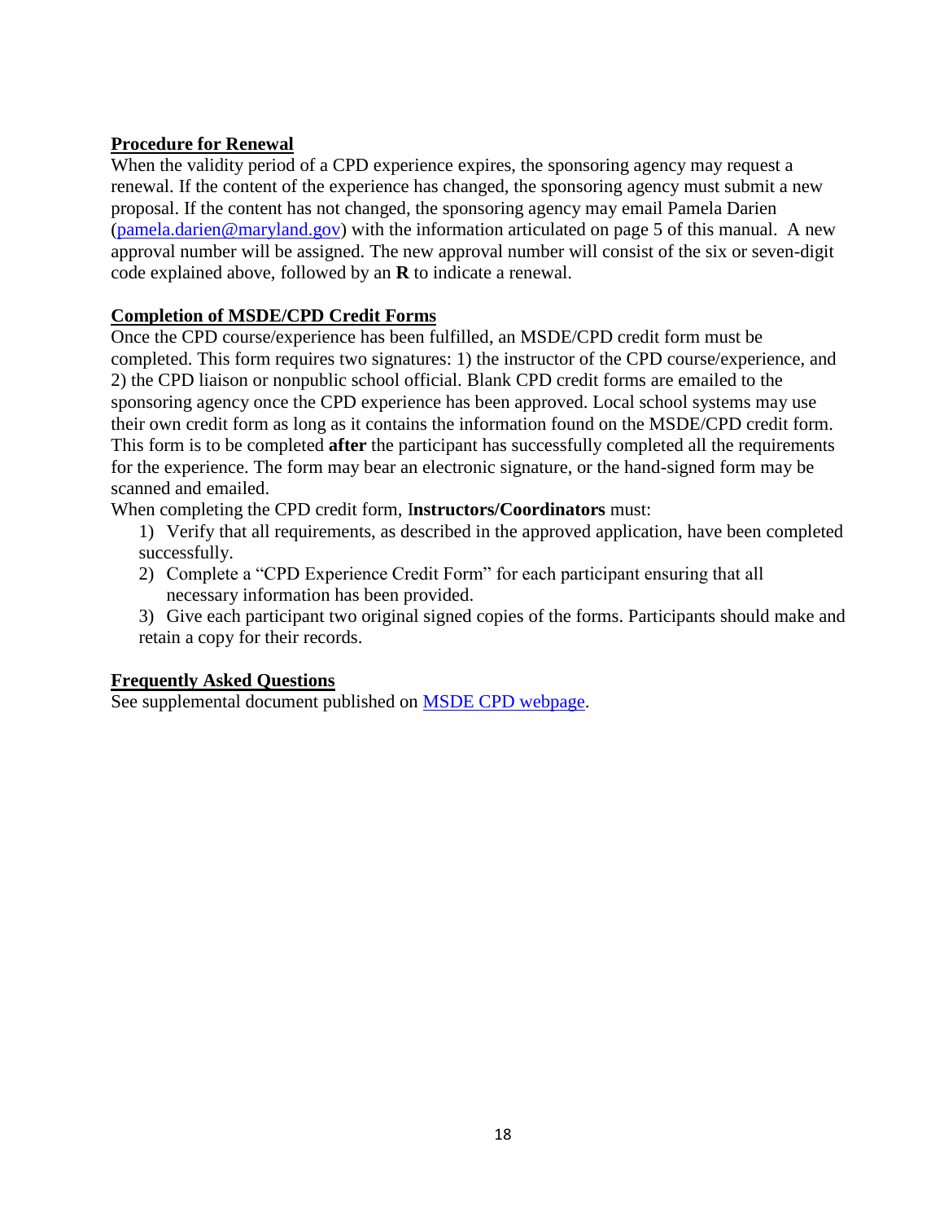**Procedure for Renewal**

When the validity period of a CPD experience expires, the sponsoring agency may request a renewal. If the content of the experience has changed, the sponsoring agency must submit a new proposal. If the content has not changed, the sponsoring agency may email Pamela Darien (pamela.darien@maryland.gov) with the information articulated on page 5 of this manual. A new approval number will be assigned. The new approval number will consist of the six or seven-digit code explained above, followed by an **R** to indicate a renewal.

**Completion of MSDE/CPD Credit Forms**

Once the CPD course/experience has been fulfilled, an MSDE/CPD credit form must be completed. This form requires two signatures: 1) the instructor of the CPD course/experience, and 2) the CPD liaison or nonpublic school official. Blank CPD credit forms are emailed to the sponsoring agency once the CPD experience has been approved. Local school systems may use their own credit form as long as it contains the information found on the MSDE/CPD credit form. This form is to be completed **after** the participant has successfully completed all the requirements for the experience. The form may bear an electronic signature, or the hand-signed form may be scanned and emailed.

When completing the CPD credit form, I**nstructors/Coordinators** must:

1) Verify that all requirements, as described in the approved application, have been completed successfully.
2) Complete a "CPD Experience Credit Form" for each participant ensuring that all necessary information has been provided.
3) Give each participant two original signed copies of the forms. Participants should make and retain a copy for their records.

**Frequently Asked Questions**

See supplemental document published on MSDE CPD webpage.